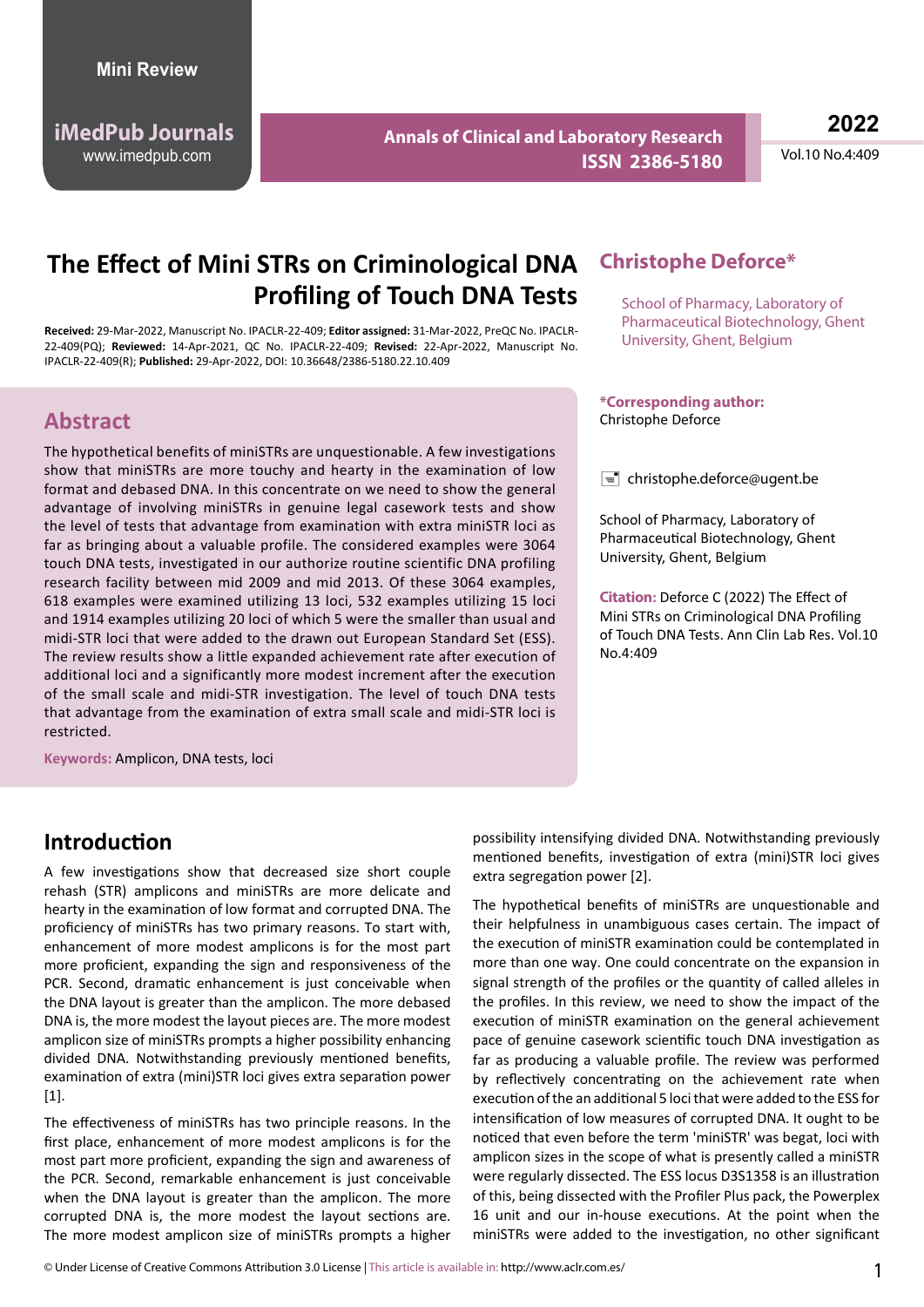Mini Review

iMedPub Journals
www.imedpub.com

Annals of Clinical and Laboratory Research
ISSN 2386-5180

2022
Vol.10 No.4:409

# The Effect of Mini STRs on Criminological DNA Profiling of Touch DNA Tests

**Christophe Deforce***

School of Pharmacy, Laboratory of Pharmaceutical Biotechnology, Ghent University, Ghent, Belgium

**Received:** 29-Mar-2022, Manuscript No. IPACLR-22-409; **Editor assigned:** 31-Mar-2022, PreQC No. IPACLR-22-409(PQ); **Reviewed:** 14-Apr-2021, QC No. IPACLR-22-409; **Revised:** 22-Apr-2022, Manuscript No. IPACLR-22-409(R); **Published:** 29-Apr-2022, DOI: 10.36648/2386-5180.22.10.409

**\*Corresponding author:** Christophe Deforce

christophe.deforce@ugent.be

School of Pharmacy, Laboratory of Pharmaceutical Biotechnology, Ghent University, Ghent, Belgium

**Citation:** Deforce C (2022) The Effect of Mini STRs on Criminological DNA Profiling of Touch DNA Tests. Ann Clin Lab Res. Vol.10 No.4:409

## Abstract

The hypothetical benefits of miniSTRs are unquestionable. A few investigations show that miniSTRs are more touchy and hearty in the examination of low format and debased DNA. In this concentrate on we need to show the general advantage of involving miniSTRs in genuine legal casework tests and show the level of tests that advantage from examination with extra miniSTR loci as far as bringing about a valuable profile. The considered examples were 3064 touch DNA tests, investigated in our authorize routine scientific DNA profiling research facility between mid 2009 and mid 2013. Of these 3064 examples, 618 examples were examined utilizing 13 loci, 532 examples utilizing 15 loci and 1914 examples utilizing 20 loci of which 5 were the smaller than usual and midi-STR loci that were added to the drawn out European Standard Set (ESS). The review results show a little expanded achievement rate after execution of additional loci and a significantly more modest increment after the execution of the small scale and midi-STR investigation. The level of touch DNA tests that advantage from the examination of extra small scale and midi-STR loci is restricted.

**Keywords:** Amplicon, DNA tests, loci

## Introduction

A few investigations show that decreased size short couple rehash (STR) amplicons and miniSTRs are more delicate and hearty in the examination of low format and corrupted DNA. The proficiency of miniSTRs has two primary reasons. To start with, enhancement of more modest amplicons is for the most part more proficient, expanding the sign and responsiveness of the PCR. Second, dramatic enhancement is just conceivable when the DNA layout is greater than the amplicon. The more debased DNA is, the more modest the layout pieces are. The more modest amplicon size of miniSTRs prompts a higher possibility enhancing divided DNA. Notwithstanding previously mentioned benefits, examination of extra (mini)STR loci gives extra separation power [1].

The effectiveness of miniSTRs has two principle reasons. In the first place, enhancement of more modest amplicons is for the most part more proficient, expanding the sign and awareness of the PCR. Second, remarkable enhancement is just conceivable when the DNA layout is greater than the amplicon. The more corrupted DNA is, the more modest the layout sections are. The more modest amplicon size of miniSTRs prompts a higher possibility intensifying divided DNA. Notwithstanding previously mentioned benefits, investigation of extra (mini)STR loci gives extra segregation power [2].

The hypothetical benefits of miniSTRs are unquestionable and their helpfulness in unambiguous cases certain. The impact of the execution of miniSTR examination could be contemplated in more than one way. One could concentrate on the expansion in signal strength of the profiles or the quantity of called alleles in the profiles. In this review, we need to show the impact of the execution of miniSTR examination on the general achievement pace of genuine casework scientific touch DNA investigation as far as producing a valuable profile. The review was performed by reflectively concentrating on the achievement rate when execution of the an additional 5 loci that were added to the ESS for intensification of low measures of corrupted DNA. It ought to be noticed that even before the term 'miniSTR' was begat, loci with amplicon sizes in the scope of what is presently called a miniSTR were regularly dissected. The ESS locus D3S1358 is an illustration of this, being dissected with the Profiler Plus pack, the Powerplex 16 unit and our in-house executions. At the point when the miniSTRs were added to the investigation, no other significant

© Under License of Creative Commons Attribution 3.0 License | This article is available in: http://www.aclr.com.es/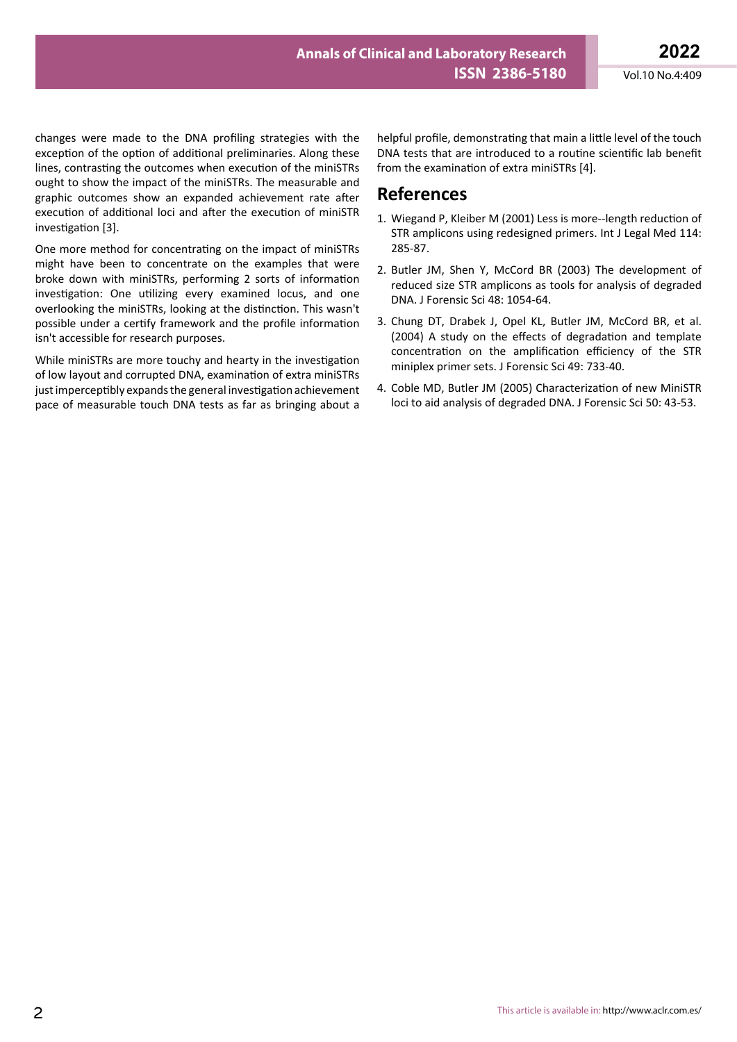changes were made to the DNA profiling strategies with the exception of the option of additional preliminaries. Along these lines, contrasting the outcomes when execution of the miniSTRs ought to show the impact of the miniSTRs. The measurable and graphic outcomes show an expanded achievement rate after execution of additional loci and after the execution of miniSTR investigation [3].

One more method for concentrating on the impact of miniSTRs might have been to concentrate on the examples that were broke down with miniSTRs, performing 2 sorts of information investigation: One utilizing every examined locus, and one overlooking the miniSTRs, looking at the distinction. This wasn't possible under a certify framework and the profile information isn't accessible for research purposes.

While miniSTRs are more touchy and hearty in the investigation of low layout and corrupted DNA, examination of extra miniSTRs just imperceptibly expands the general investigation achievement pace of measurable touch DNA tests as far as bringing about a helpful profile, demonstrating that main a little level of the touch DNA tests that are introduced to a routine scientific lab benefit from the examination of extra miniSTRs [4].

## References

1. Wiegand P, Kleiber M (2001) Less is more--length reduction of STR amplicons using redesigned primers. Int J Legal Med 114: 285-87.
2. Butler JM, Shen Y, McCord BR (2003) The development of reduced size STR amplicons as tools for analysis of degraded DNA. J Forensic Sci 48: 1054-64.
3. Chung DT, Drabek J, Opel KL, Butler JM, McCord BR, et al. (2004) A study on the effects of degradation and template concentration on the amplification efficiency of the STR miniplex primer sets. J Forensic Sci 49: 733-40.
4. Coble MD, Butler JM (2005) Characterization of new MiniSTR loci to aid analysis of degraded DNA. J Forensic Sci 50: 43-53.